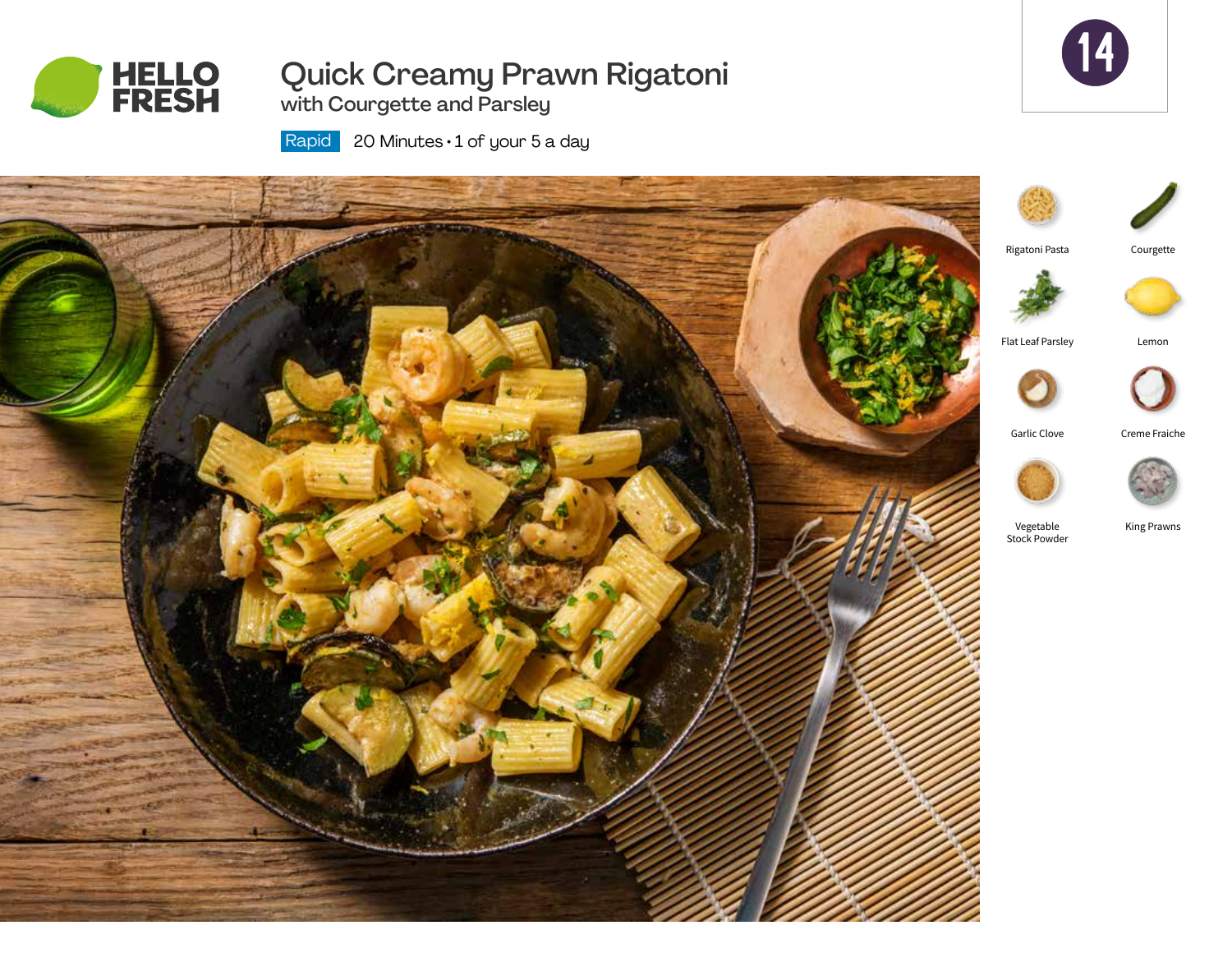# Quick Creamy Prawn Rigatoni

## with Courgette and Parsley

Rapid 20 Minutes • 1 of your 5 a day

14

- Rigatoni Pasta
- Courgette
- Flat Leaf Parsley
- Lemon
- Garlic Clove
- Creme Fraiche
- Vegetable Stock Powder
- King Prawns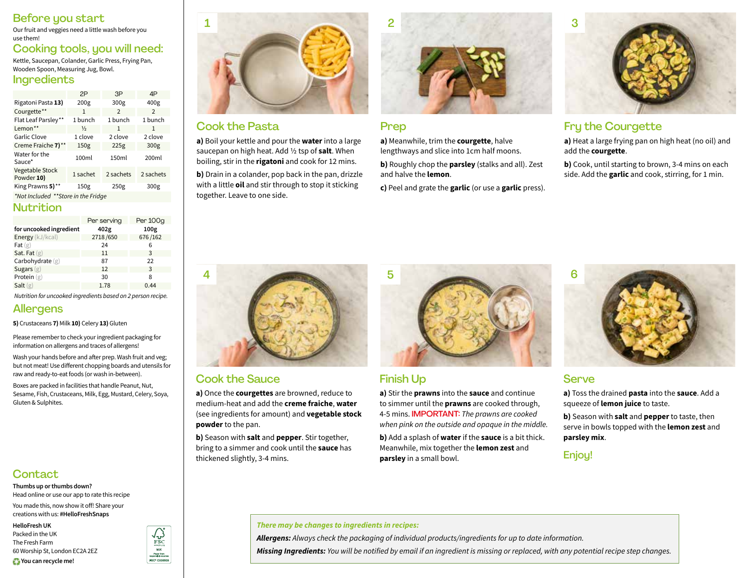## Before you start

Our fruit and veggies need a little wash before you use them!

## Cooking tools, you will need:

Kettle, Saucepan, Colander, Garlic Press, Frying Pan, Wooden Spoon, Measuring Jug, Bowl.

## Ingredients

| | 2P | 3P | 4P |
|---|---|---|---|
| Rigatoni Pasta **13)** | 200g | 300g | 400g |
| Courgette** | 1 | 2 | 2 |
| Flat Leaf Parsley** | 1 bunch | 1 bunch | 1 bunch |
| Lemon** | ½ | 1 | 1 |
| Garlic Clove | 1 clove | 2 clove | 2 clove |
| Creme Fraiche **7)**** | 150g | 225g | 300g |
| Water for the Sauce* | 100ml | 150ml | 200ml |
| Vegetable Stock Powder **10)** | 1 sachet | 2 sachets | 2 sachets |
| King Prawns **5)**** | 150g | 250g | 300g |

*\*Not Included \*\*Store in the Fridge*

## Nutrition

| | Per serving | Per 100g |
|---|---|---|
| **for uncooked ingredient** | **402g** | **100g** |
| Energy (kJ/kcal) | 2718 /650 | 676 /162 |
| Fat (g) | 24 | 6 |
| Sat. Fat (g) | 11 | 3 |
| Carbohydrate (g) | 87 | 22 |
| Sugars (g) | 12 | 3 |
| Protein (g) | 30 | 8 |
| Salt (g) | 1.78 | 0.44 |

*Nutrition for uncooked ingredients based on 2 person recipe.*

## Allergens

**5)** Crustaceans **7)** Milk **10)** Celery **13)** Gluten

Please remember to check your ingredient packaging for information on allergens and traces of allergens!

Wash your hands before and after prep. Wash fruit and veg; but not meat! Use different chopping boards and utensils for raw and ready-to-eat foods (or wash in-between).

Boxes are packed in facilities that handle Peanut, Nut, Sesame, Fish, Crustaceans, Milk, Egg, Mustard, Celery, Soya, Gluten & Sulphites.

## Contact

**Thumbs up or thumbs down?**
Head online or use our app to rate this recipe

You made this, now show it off! Share your creations with us: **#HelloFreshSnaps**

**HelloFresh UK**
Packed in the UK
The Fresh Farm
60 Worship St, London EC2A 2EZ

**You can recycle me!**

## 1 Cook the Pasta

**a)** Boil your kettle and pour the **water** into a large saucepan on high heat. Add ½ tsp of **salt**. When boiling, stir in the **rigatoni** and cook for 12 mins.

**b)** Drain in a colander, pop back in the pan, drizzle with a little **oil** and stir through to stop it sticking together. Leave to one side.

## 2 Prep

**a)** Meanwhile, trim the **courgette**, halve lengthways and slice into 1cm half moons.

**b)** Roughly chop the **parsley** (stalks and all). Zest and halve the **lemon**.

**c)** Peel and grate the **garlic** (or use a **garlic** press).

## 3 Fry the Courgette

**a)** Heat a large frying pan on high heat (no oil) and add the **courgette**.

**b)** Cook, until starting to brown, 3-4 mins on each side. Add the **garlic** and cook, stirring, for 1 min.

## 4 Cook the Sauce

**a)** Once the **courgettes** are browned, reduce to medium-heat and add the **creme fraiche**, **water** (see ingredients for amount) and **vegetable stock powder** to the pan.

**b)** Season with **salt** and **pepper**. Stir together, bring to a simmer and cook until the **sauce** has thickened slightly, 3-4 mins.

## 5 Finish Up

**a)** Stir the **prawns** into the **sauce** and continue to simmer until the **prawns** are cooked through, 4-5 mins. **IMPORTANT:** *The prawns are cooked when pink on the outside and opaque in the middle.*

**b)** Add a splash of **water** if the **sauce** is a bit thick. Meanwhile, mix together the **lemon zest** and **parsley** in a small bowl.

## 6 Serve

**a)** Toss the drained **pasta** into the **sauce**. Add a squeeze of **lemon juice** to taste.

**b)** Season with **salt** and **pepper** to taste, then serve in bowls topped with the **lemon zest** and **parsley mix**.

**Enjoy!**

***There may be changes to ingredients in recipes:***

***Allergens:*** *Always check the packaging of individual products/ingredients for up to date information.*

***Missing Ingredients:*** *You will be notified by email if an ingredient is missing or replaced, with any potential recipe step changes.*